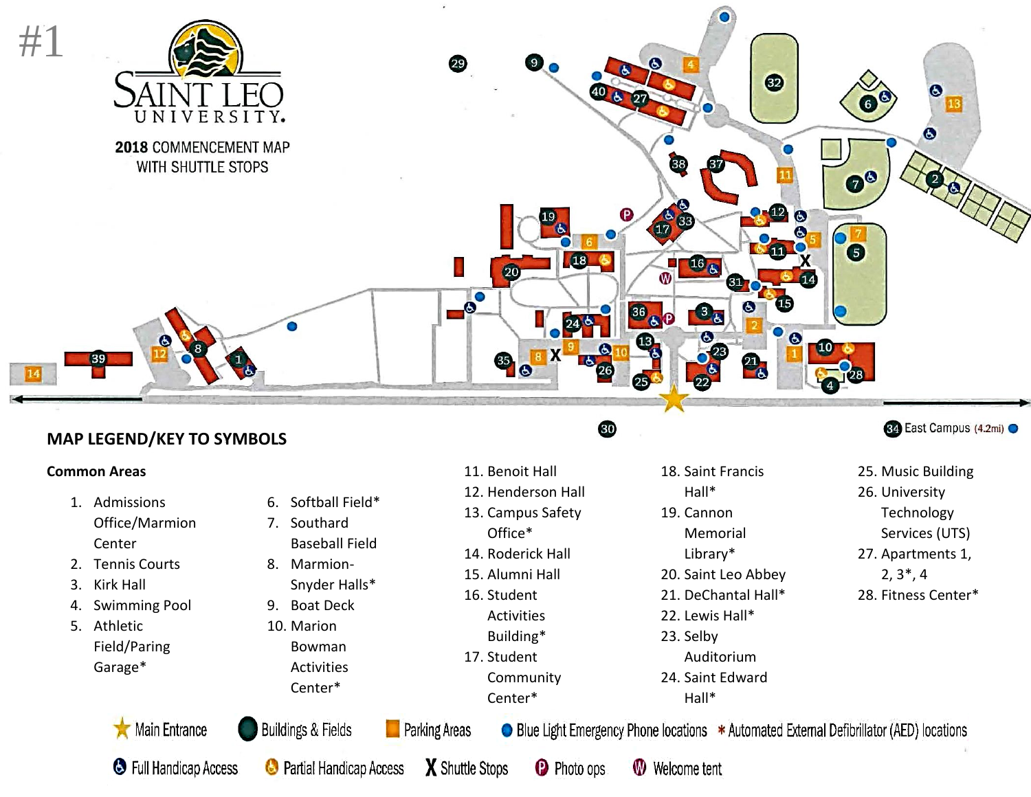#1

SAINT LEO UNIVERSITY.

**2018 COMMENCEMENT MAP WITH SHUTTLE STOPS**

34 East Campus (4.2mi)

## MAP LEGEND/KEY TO SYMBOLS

### Common Areas

1. Admissions Office/Marmion Center
2. Tennis Courts
3. Kirk Hall
4. Swimming Pool
5. Athletic Field/Paring Garage*
6. Softball Field*
7. Southard Baseball Field
8. Marmion-Snyder Halls*
9. Boat Deck
10. Marion Bowman Activities Center*
11. Benoit Hall
12. Henderson Hall
13. Campus Safety Office*
14. Roderick Hall
15. Alumni Hall
16. Student Activities Building*
17. Student Community Center*
18. Saint Francis Hall*
19. Cannon Memorial Library*
20. Saint Leo Abbey
21. DeChantal Hall*
22. Lewis Hall*
23. Selby Auditorium
24. Saint Edward Hall*
25. Music Building
26. University Technology Services (UTS)
27. Apartments 1, 2, 3*, 4
28. Fitness Center*

★ Main Entrance | Buildings & Fields | Parking Areas | Blue Light Emergency Phone locations | * Automated External Defibrillator (AED) locations

Full Handicap Access | Partial Handicap Access | X Shuttle Stops | P Photo ops | W Welcome tent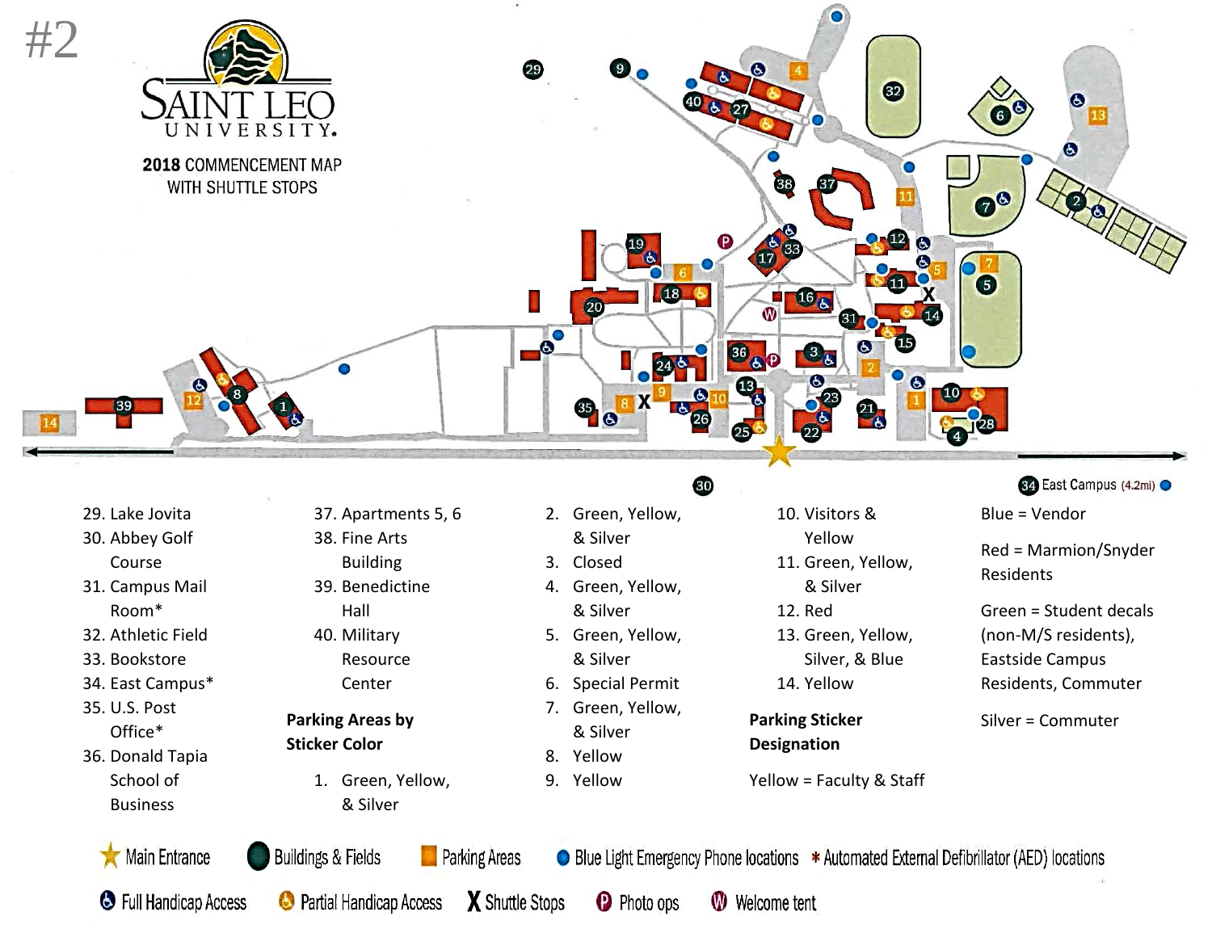#2

SAINT LEO UNIVERSITY.

**2018** COMMENCEMENT MAP WITH SHUTTLE STOPS

34 East Campus (4.2mi)

29. Lake Jovita
30. Abbey Golf Course
31. Campus Mail Room*
32. Athletic Field
33. Bookstore
34. East Campus*
35. U.S. Post Office*
36. Donald Tapia School of Business
37. Apartments 5, 6
38. Fine Arts Building
39. Benedictine Hall
40. Military Resource Center

**Parking Areas by Sticker Color**

1. Green, Yellow, & Silver
2. Green, Yellow, & Silver
3. Closed
4. Green, Yellow, & Silver
5. Green, Yellow, & Silver
6. Special Permit
7. Green, Yellow, & Silver
8. Yellow
9. Yellow
10. Visitors & Yellow
11. Green, Yellow, & Silver
12. Red
13. Green, Yellow, Silver, & Blue
14. Yellow

**Parking Sticker Designation**

Yellow = Faculty & Staff

Blue = Vendor

Red = Marmion/Snyder Residents

Green = Student decals (non-M/S residents), Eastside Campus Residents, Commuter

Silver = Commuter

★ Main Entrance | Buildings & Fields | Parking Areas | Blue Light Emergency Phone locations | * Automated External Defibrillator (AED) locations

Full Handicap Access | Partial Handicap Access | X Shuttle Stops | P Photo ops | W Welcome tent